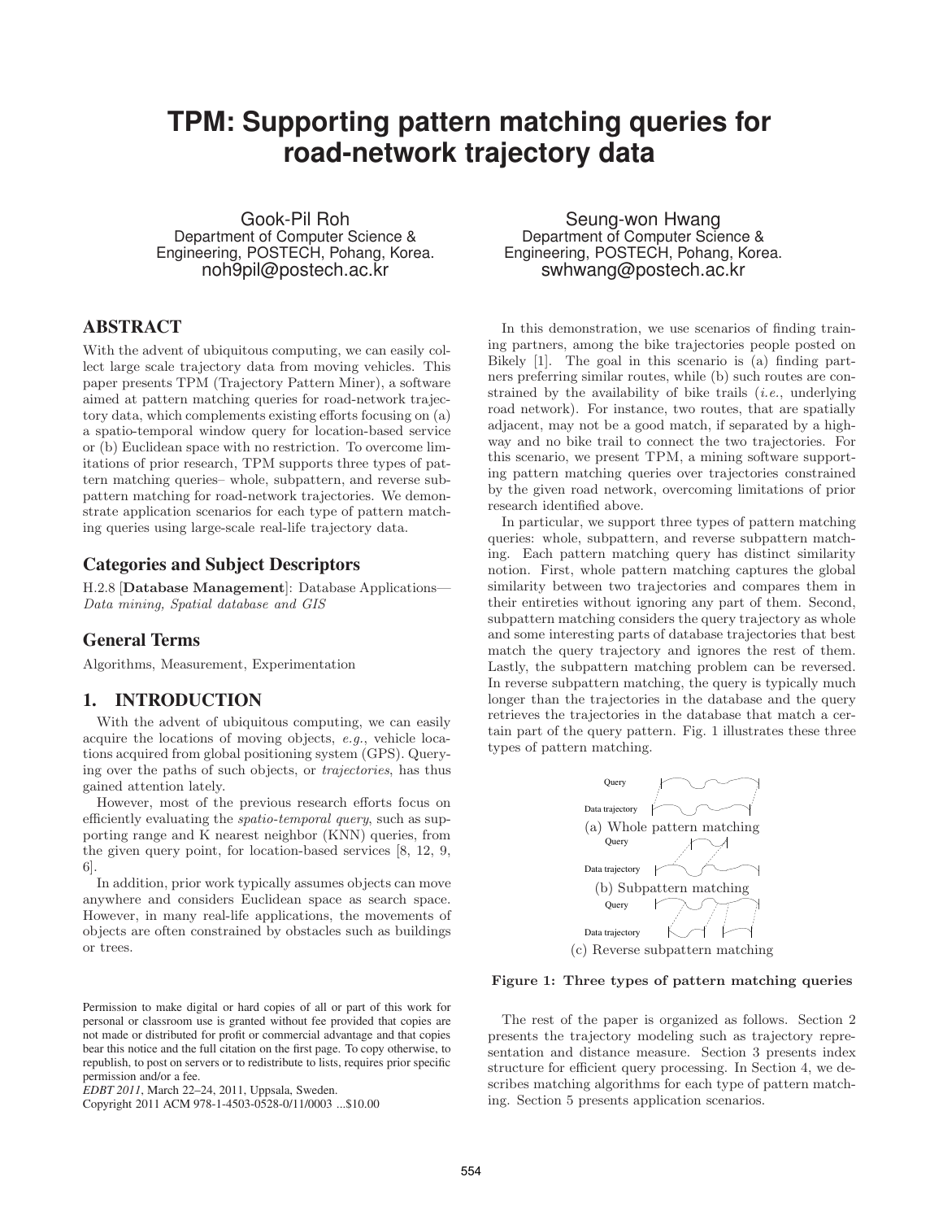# TPM: Supporting pattern matching queries for road-network trajectory data

Gook-Pil Roh
Department of Computer Science & Engineering, POSTECH, Pohang, Korea.
noh9pil@postech.ac.kr

Seung-won Hwang
Department of Computer Science & Engineering, POSTECH, Pohang, Korea.
swhwang@postech.ac.kr

## ABSTRACT

With the advent of ubiquitous computing, we can easily collect large scale trajectory data from moving vehicles. This paper presents TPM (Trajectory Pattern Miner), a software aimed at pattern matching queries for road-network trajectory data, which complements existing efforts focusing on (a) a spatio-temporal window query for location-based service or (b) Euclidean space with no restriction. To overcome limitations of prior research, TPM supports three types of pattern matching queries– whole, subpattern, and reverse subpattern matching for road-network trajectories. We demonstrate application scenarios for each type of pattern matching queries using large-scale real-life trajectory data.

## Categories and Subject Descriptors

H.2.8 [**Database Management**]: Database Applications—*Data mining, Spatial database and GIS*

## General Terms

Algorithms, Measurement, Experimentation

## 1. INTRODUCTION

With the advent of ubiquitous computing, we can easily acquire the locations of moving objects, *e.g.*, vehicle locations acquired from global positioning system (GPS). Querying over the paths of such objects, or *trajectories*, has thus gained attention lately.

However, most of the previous research efforts focus on efficiently evaluating the *spatio-temporal query*, such as supporting range and K nearest neighbor (KNN) queries, from the given query point, for location-based services [8, 12, 9, 6].

In addition, prior work typically assumes objects can move anywhere and considers Euclidean space as search space. However, in many real-life applications, the movements of objects are often constrained by obstacles such as buildings or trees.

In this demonstration, we use scenarios of finding training partners, among the bike trajectories people posted on Bikely [1]. The goal in this scenario is (a) finding partners preferring similar routes, while (b) such routes are constrained by the availability of bike trails (*i.e.*, underlying road network). For instance, two routes, that are spatially adjacent, may not be a good match, if separated by a highway and no bike trail to connect the two trajectories. For this scenario, we present TPM, a mining software supporting pattern matching queries over trajectories constrained by the given road network, overcoming limitations of prior research identified above.

In particular, we support three types of pattern matching queries: whole, subpattern, and reverse subpattern matching. Each pattern matching query has distinct similarity notion. First, whole pattern matching captures the global similarity between two trajectories and compares them in their entireties without ignoring any part of them. Second, subpattern matching considers the query trajectory as whole and some interesting parts of database trajectories that best match the query trajectory and ignores the rest of them. Lastly, the subpattern matching problem can be reversed. In reverse subpattern matching, the query is typically much longer than the trajectories in the database and the query retrieves the trajectories in the database that match a certain part of the query pattern. Fig. 1 illustrates these three types of pattern matching.

(a) Whole pattern matching

(b) Subpattern matching

(c) Reverse subpattern matching

**Figure 1: Three types of pattern matching queries**

The rest of the paper is organized as follows. Section 2 presents the trajectory modeling such as trajectory representation and distance measure. Section 3 presents index structure for efficient query processing. In Section 4, we describes matching algorithms for each type of pattern matching. Section 5 presents application scenarios.

Permission to make digital or hard copies of all or part of this work for personal or classroom use is granted without fee provided that copies are not made or distributed for profit or commercial advantage and that copies bear this notice and the full citation on the first page. To copy otherwise, to republish, to post on servers or to redistribute to lists, requires prior specific permission and/or a fee.
*EDBT 2011*, March 22–24, 2011, Uppsala, Sweden.
Copyright 2011 ACM 978-1-4503-0528-0/11/0003 ...$10.00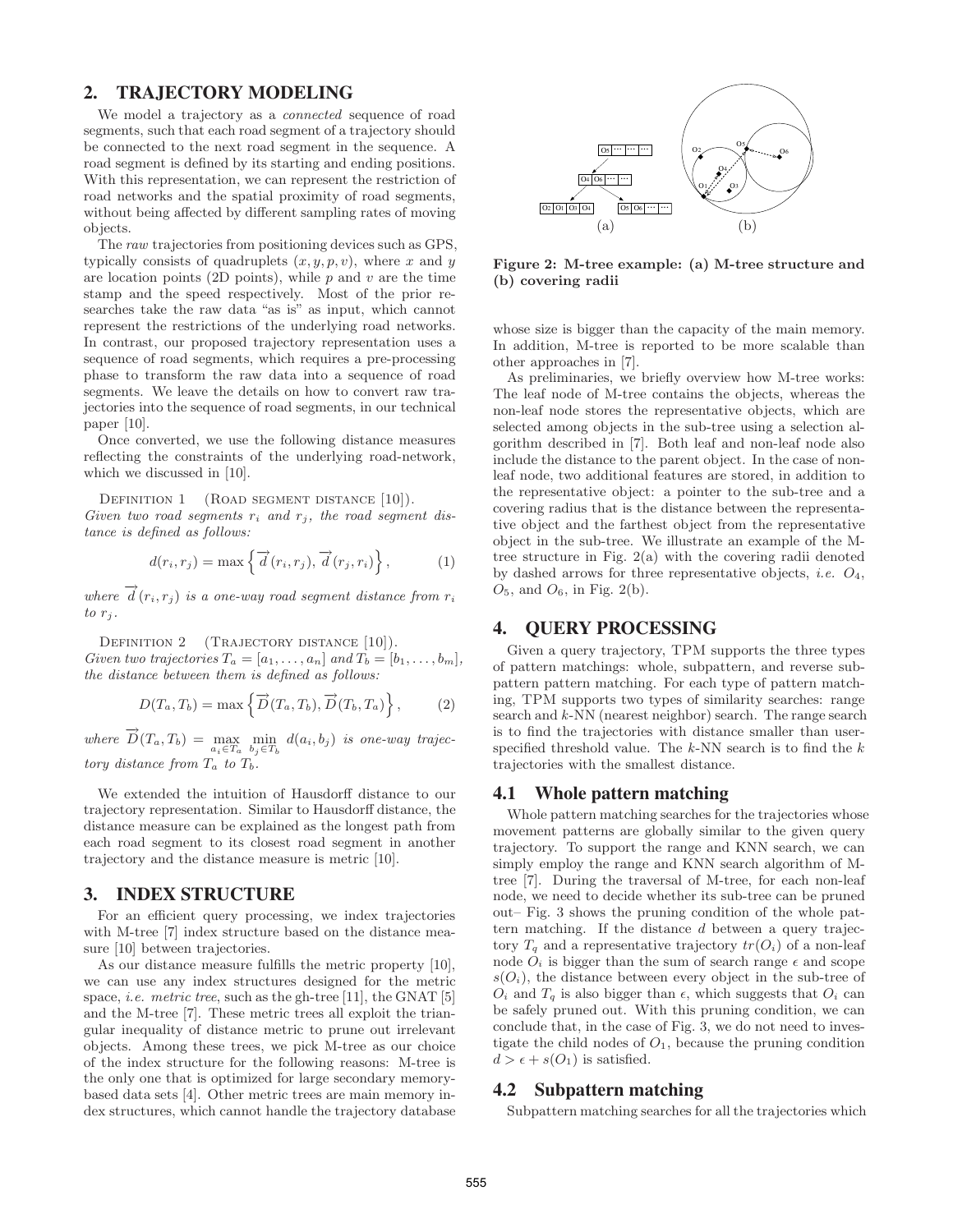## 2. TRAJECTORY MODELING

We model a trajectory as a *connected* sequence of road segments, such that each road segment of a trajectory should be connected to the next road segment in the sequence. A road segment is defined by its starting and ending positions. With this representation, we can represent the restriction of road networks and the spatial proximity of road segments, without being affected by different sampling rates of moving objects.

The *raw* trajectories from positioning devices such as GPS, typically consists of quadruplets $(x, y, p, v)$, where $x$ and $y$ are location points (2D points), while $p$ and $v$ are the time stamp and the speed respectively. Most of the prior researches take the raw data "as is" as input, which cannot represent the restrictions of the underlying road networks. In contrast, our proposed trajectory representation uses a sequence of road segments, which requires a pre-processing phase to transform the raw data into a sequence of road segments. We leave the details on how to convert raw trajectories into the sequence of road segments, in our technical paper [10].

Once converted, we use the following distance measures reflecting the constraints of the underlying road-network, which we discussed in [10].

DEFINITION 1 (ROAD SEGMENT DISTANCE [10]). *Given two road segments $r_i$ and $r_j$, the road segment distance is defined as follows:*

$$d(r_i, r_j) = \max\left\{\overrightarrow{d}(r_i, r_j), \overrightarrow{d}(r_j, r_i)\right\}, \quad (1)$$

*where $\overrightarrow{d}(r_i, r_j)$ is a one-way road segment distance from $r_i$ to $r_j$.*

DEFINITION 2 (TRAJECTORY DISTANCE [10]). *Given two trajectories $T_a = [a_1, \ldots, a_n]$ and $T_b = [b_1, \ldots, b_m]$, the distance between them is defined as follows:*

$$D(T_a, T_b) = \max\left\{\overrightarrow{D}(T_a, T_b), \overrightarrow{D}(T_b, T_a)\right\}, \quad (2)$$

*where $\overrightarrow{D}(T_a, T_b) = \max\limits_{a_i \in T_a} \min\limits_{b_j \in T_b} d(a_i, b_j)$ is one-way trajectory distance from $T_a$ to $T_b$.*

We extended the intuition of Hausdorff distance to our trajectory representation. Similar to Hausdorff distance, the distance measure can be explained as the longest path from each road segment to its closest road segment in another trajectory and the distance measure is metric [10].

## 3. INDEX STRUCTURE

For an efficient query processing, we index trajectories with M-tree [7] index structure based on the distance measure [10] between trajectories.

As our distance measure fulfills the metric property [10], we can use any index structures designed for the metric space, *i.e. metric tree*, such as the gh-tree [11], the GNAT [5] and the M-tree [7]. These metric trees all exploit the triangular inequality of distance metric to prune out irrelevant objects. Among these trees, we pick M-tree as our choice of the index structure for the following reasons: M-tree is the only one that is optimized for large secondary memory-based data sets [4]. Other metric trees are main memory index structures, which cannot handle the trajectory database whose size is bigger than the capacity of the main memory. In addition, M-tree is reported to be more scalable than other approaches in [7].

**Figure 2: M-tree example: (a) M-tree structure and (b) covering radii**

As preliminaries, we briefly overview how M-tree works: The leaf node of M-tree contains the objects, whereas the non-leaf node stores the representative objects, which are selected among objects in the sub-tree using a selection algorithm described in [7]. Both leaf and non-leaf node also include the distance to the parent object. In the case of non-leaf node, two additional features are stored, in addition to the representative object: a pointer to the sub-tree and a covering radius that is the distance between the representative object and the farthest object from the representative object in the sub-tree. We illustrate an example of the M-tree structure in Fig. 2(a) with the covering radii denoted by dashed arrows for three representative objects, *i.e.* $O_4$, $O_5$, and $O_6$, in Fig. 2(b).

## 4. QUERY PROCESSING

Given a query trajectory, TPM supports the three types of pattern matchings: whole, subpattern, and reverse subpattern pattern matching. For each type of pattern matching, TPM supports two types of similarity searches: range search and $k$-NN (nearest neighbor) search. The range search is to find the trajectories with distance smaller than user-specified threshold value. The $k$-NN search is to find the $k$ trajectories with the smallest distance.

### 4.1 Whole pattern matching

Whole pattern matching searches for the trajectories whose movement patterns are globally similar to the given query trajectory. To support the range and KNN search, we can simply employ the range and KNN search algorithm of M-tree [7]. During the traversal of M-tree, for each non-leaf node, we need to decide whether its sub-tree can be pruned out– Fig. 3 shows the pruning condition of the whole pattern matching. If the distance $d$ between a query trajectory $T_q$ and a representative trajectory $tr(O_i)$ of a non-leaf node $O_i$ is bigger than the sum of search range $\epsilon$ and scope $s(O_i)$, the distance between every object in the sub-tree of $O_i$ and $T_q$ is also bigger than $\epsilon$, which suggests that $O_i$ can be safely pruned out. With this pruning condition, we can conclude that, in the case of Fig. 3, we do not need to investigate the child nodes of $O_1$, because the pruning condition $d > \epsilon + s(O_1)$ is satisfied.

### 4.2 Subpattern matching

Subpattern matching searches for all the trajectories which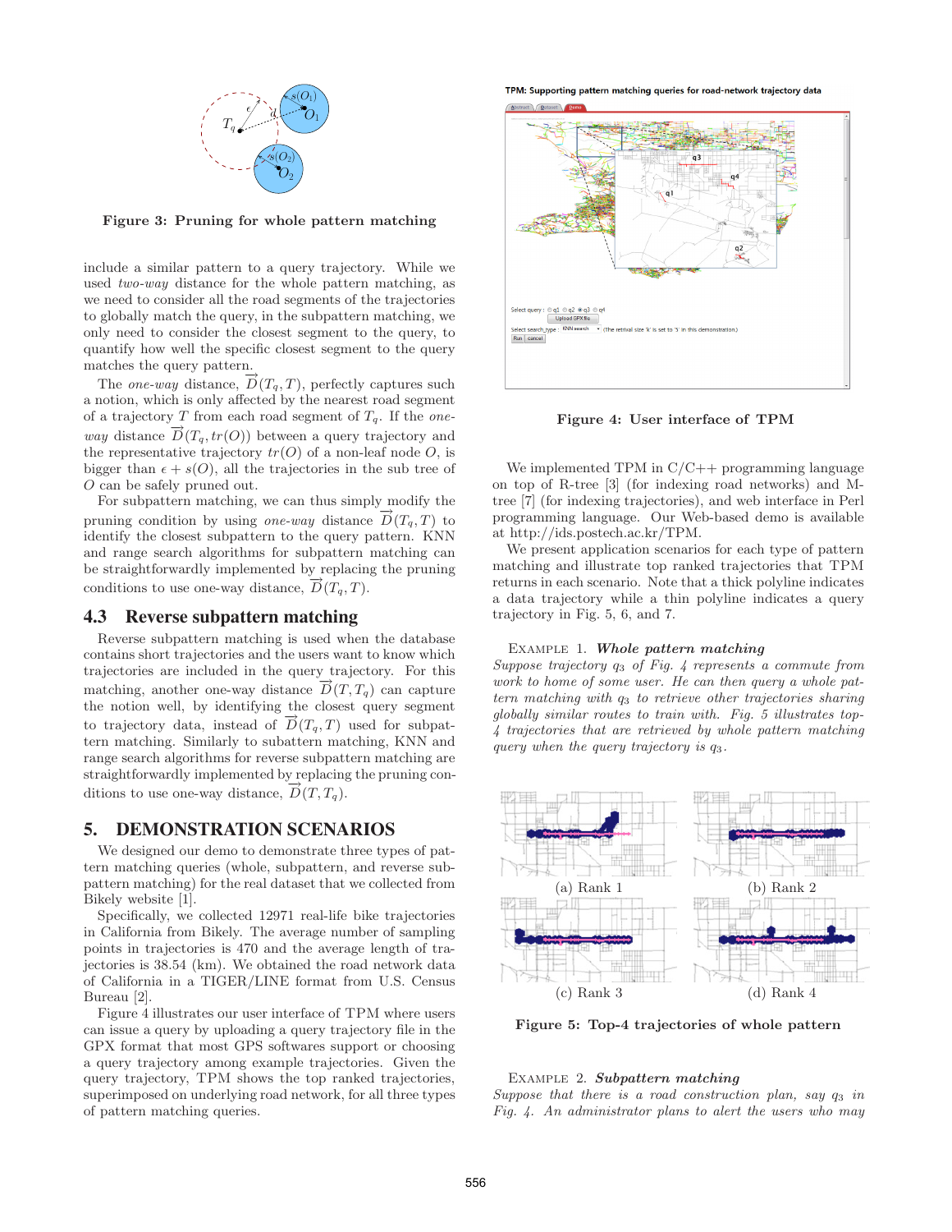Figure 3: Pruning for whole pattern matching

include a similar pattern to a query trajectory. While we used *two-way* distance for the whole pattern matching, as we need to consider all the road segments of the trajectories to globally match the query, in the subpattern matching, we only need to consider the closest segment to the query, to quantify how well the specific closest segment to the query matches the query pattern.

The *one-way* distance, $\overrightarrow{D}(T_q, T)$, perfectly captures such a notion, which is only affected by the nearest road segment of a trajectory $T$ from each road segment of $T_q$. If the *one-way* distance $\overrightarrow{D}(T_q, tr(O))$ between a query trajectory and the representative trajectory $tr(O)$ of a non-leaf node $O$, is bigger than $\epsilon + s(O)$, all the trajectories in the sub tree of $O$ can be safely pruned out.

For subpattern matching, we can thus simply modify the pruning condition by using *one-way* distance $\overrightarrow{D}(T_q, T)$ to identify the closest subpattern to the query pattern. KNN and range search algorithms for subpattern matching can be straightforwardly implemented by replacing the pruning conditions to use one-way distance, $\overrightarrow{D}(T_q, T)$.

### 4.3 Reverse subpattern matching

Reverse subpattern matching is used when the database contains short trajectories and the users want to know which trajectories are included in the query trajectory. For this matching, another one-way distance $\overrightarrow{D}(T, T_q)$ can capture the notion well, by identifying the closest query segment to trajectory data, instead of $\overrightarrow{D}(T_q, T)$ used for subpattern matching. Similarly to subattern matching, KNN and range search algorithms for reverse subpattern matching are straightforwardly implemented by replacing the pruning conditions to use one-way distance, $\overrightarrow{D}(T, T_q)$.

## 5. DEMONSTRATION SCENARIOS

We designed our demo to demonstrate three types of pattern matching queries (whole, subpattern, and reverse subpattern matching) for the real dataset that we collected from Bikely website [1].

Specifically, we collected 12971 real-life bike trajectories in California from Bikely. The average number of sampling points in trajectories is 470 and the average length of trajectories is 38.54 (km). We obtained the road network data of California in a TIGER/LINE format from U.S. Census Bureau [2].

Figure 4 illustrates our user interface of TPM where users can issue a query by uploading a query trajectory file in the GPX format that most GPS softwares support or choosing a query trajectory among example trajectories. Given the query trajectory, TPM shows the top ranked trajectories, superimposed on underlying road network, for all three types of pattern matching queries.

Figure 4: User interface of TPM

We implemented TPM in C/C++ programming language on top of R-tree [3] (for indexing road networks) and M-tree [7] (for indexing trajectories), and web interface in Perl programming language. Our Web-based demo is available at http://ids.postech.ac.kr/TPM.

We present application scenarios for each type of pattern matching and illustrate top ranked trajectories that TPM returns in each scenario. Note that a thick polyline indicates a data trajectory while a thin polyline indicates a query trajectory in Fig. 5, 6, and 7.

Example 1. ***Whole pattern matching***
*Suppose trajectory $q_3$ of Fig. 4 represents a commute from work to home of some user. He can then query a whole pattern matching with $q_3$ to retrieve other trajectories sharing globally similar routes to train with. Fig. 5 illustrates top-4 trajectories that are retrieved by whole pattern matching query when the query trajectory is $q_3$.*

(a) Rank 1 (b) Rank 2 (c) Rank 3 (d) Rank 4

Figure 5: Top-4 trajectories of whole pattern

Example 2. ***Subpattern matching***
*Suppose that there is a road construction plan, say $q_3$ in Fig. 4. An administrator plans to alert the users who may*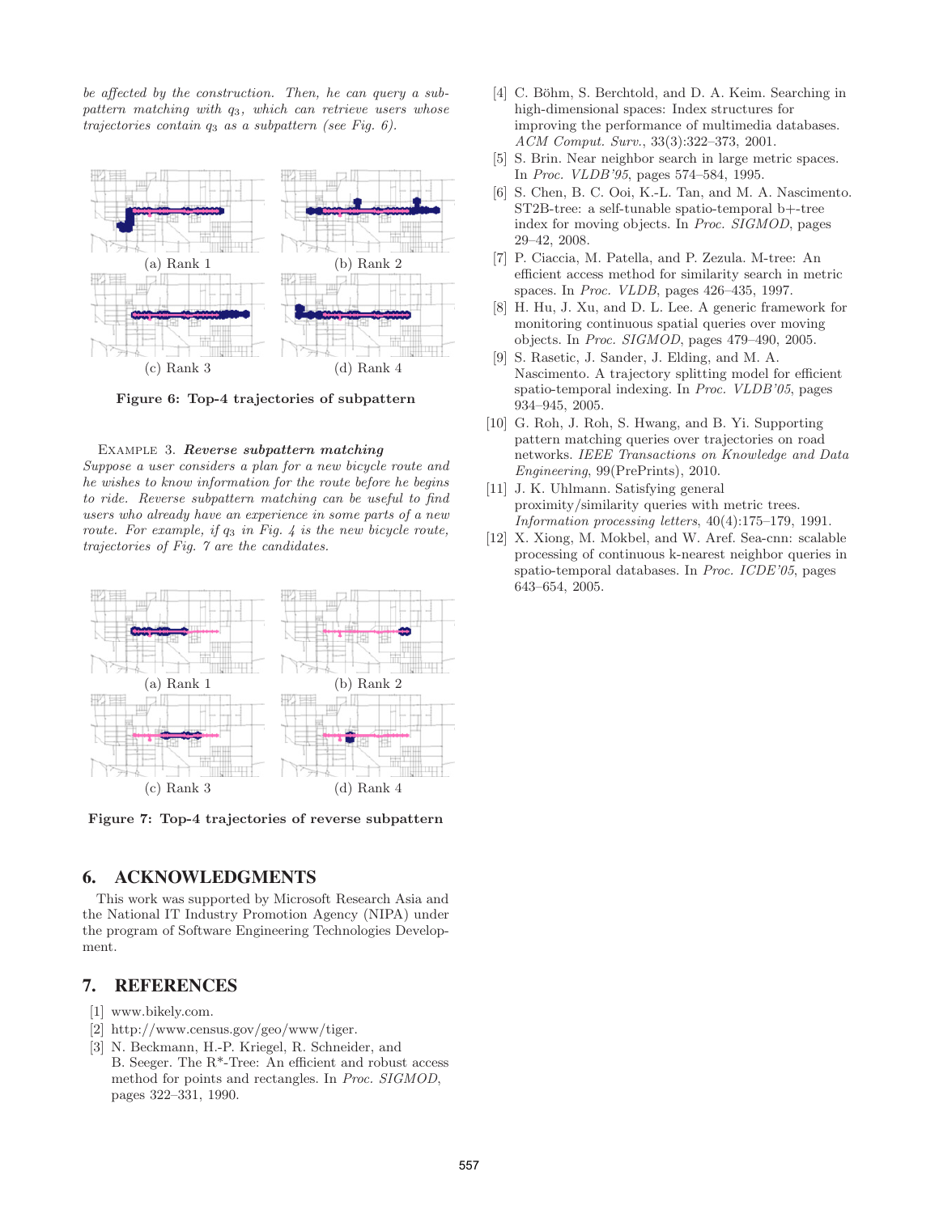*be affected by the construction. Then, he can query a subpattern matching with $q_3$, which can retrieve users whose trajectories contain $q_3$ as a subpattern (see Fig. 6).*

(a) Rank 1

(b) Rank 2

(c) Rank 3

(d) Rank 4

**Figure 6: Top-4 trajectories of subpattern**

EXAMPLE 3. ***Reverse subpattern matching***
*Suppose a user considers a plan for a new bicycle route and he wishes to know information for the route before he begins to ride. Reverse subpattern matching can be useful to find users who already have an experience in some parts of a new route. For example, if $q_3$ in Fig. 4 is the new bicycle route, trajectories of Fig. 7 are the candidates.*

(a) Rank 1

(b) Rank 2

(c) Rank 3

(d) Rank 4

**Figure 7: Top-4 trajectories of reverse subpattern**

## 6. ACKNOWLEDGMENTS

This work was supported by Microsoft Research Asia and the National IT Industry Promotion Agency (NIPA) under the program of Software Engineering Technologies Development.

## 7. REFERENCES

[1] www.bikely.com.

[2] http://www.census.gov/geo/www/tiger.

[3] N. Beckmann, H.-P. Kriegel, R. Schneider, and B. Seeger. The R*-Tree: An efficient and robust access method for points and rectangles. In *Proc. SIGMOD*, pages 322–331, 1990.

[4] C. Böhm, S. Berchtold, and D. A. Keim. Searching in high-dimensional spaces: Index structures for improving the performance of multimedia databases. *ACM Comput. Surv.*, 33(3):322–373, 2001.

[5] S. Brin. Near neighbor search in large metric spaces. In *Proc. VLDB'95*, pages 574–584, 1995.

[6] S. Chen, B. C. Ooi, K.-L. Tan, and M. A. Nascimento. ST2B-tree: a self-tunable spatio-temporal b+-tree index for moving objects. In *Proc. SIGMOD*, pages 29–42, 2008.

[7] P. Ciaccia, M. Patella, and P. Zezula. M-tree: An efficient access method for similarity search in metric spaces. In *Proc. VLDB*, pages 426–435, 1997.

[8] H. Hu, J. Xu, and D. L. Lee. A generic framework for monitoring continuous spatial queries over moving objects. In *Proc. SIGMOD*, pages 479–490, 2005.

[9] S. Rasetic, J. Sander, J. Elding, and M. A. Nascimento. A trajectory splitting model for efficient spatio-temporal indexing. In *Proc. VLDB'05*, pages 934–945, 2005.

[10] G. Roh, J. Roh, S. Hwang, and B. Yi. Supporting pattern matching queries over trajectories on road networks. *IEEE Transactions on Knowledge and Data Engineering*, 99(PrePrints), 2010.

[11] J. K. Uhlmann. Satisfying general proximity/similarity queries with metric trees. *Information processing letters*, 40(4):175–179, 1991.

[12] X. Xiong, M. Mokbel, and W. Aref. Sea-cnn: scalable processing of continuous k-nearest neighbor queries in spatio-temporal databases. In *Proc. ICDE'05*, pages 643–654, 2005.